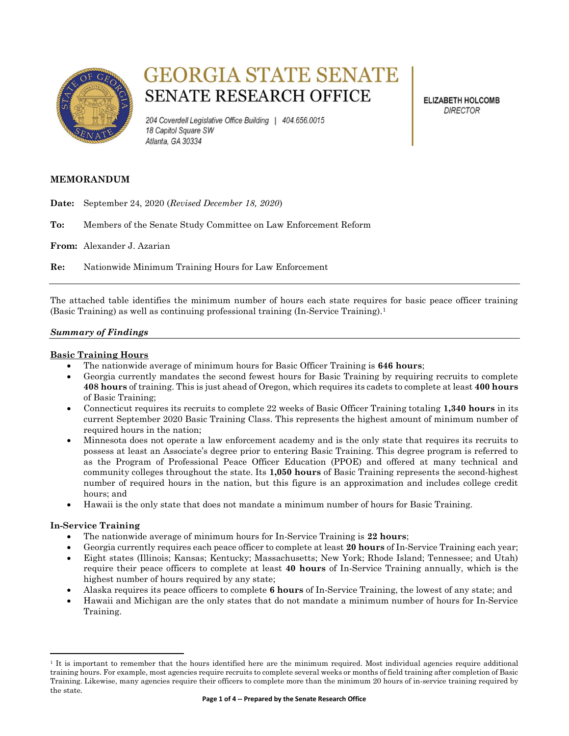# GEORGIA STATE SENATE
## SENATE RESEARCH OFFICE

204 Coverdell Legislative Office Building | 404.656.0015
18 Capitol Square SW
Atlanta, GA 30334

**ELIZABETH HOLCOMB**
*DIRECTOR*

**MEMORANDUM**

**Date:** September 24, 2020 (*Revised December 18, 2020*)

**To:** Members of the Senate Study Committee on Law Enforcement Reform

**From:** Alexander J. Azarian

**Re:** Nationwide Minimum Training Hours for Law Enforcement

---

The attached table identifies the minimum number of hours each state requires for basic peace officer training (Basic Training) as well as continuing professional training (In-Service Training).[1]

***Summary of Findings***

**Basic Training Hours**

- The nationwide average of minimum hours for Basic Officer Training is **646 hours**;
- Georgia currently mandates the second fewest hours for Basic Training by requiring recruits to complete **408 hours** of training. This is just ahead of Oregon, which requires its cadets to complete at least **400 hours** of Basic Training;
- Connecticut requires its recruits to complete 22 weeks of Basic Officer Training totaling **1,340 hours** in its current September 2020 Basic Training Class. This represents the highest amount of minimum number of required hours in the nation;
- Minnesota does not operate a law enforcement academy and is the only state that requires its recruits to possess at least an Associate's degree prior to entering Basic Training. This degree program is referred to as the Program of Professional Peace Officer Education (PPOE) and offered at many technical and community colleges throughout the state. Its **1,050 hours** of Basic Training represents the second-highest number of required hours in the nation, but this figure is an approximation and includes college credit hours; and
- Hawaii is the only state that does not mandate a minimum number of hours for Basic Training.

**In-Service Training**

- The nationwide average of minimum hours for In-Service Training is **22 hours**;
- Georgia currently requires each peace officer to complete at least **20 hours** of In-Service Training each year;
- Eight states (Illinois; Kansas; Kentucky; Massachusetts; New York; Rhode Island; Tennessee; and Utah) require their peace officers to complete at least **40 hours** of In-Service Training annually, which is the highest number of hours required by any state;
- Alaska requires its peace officers to complete **6 hours** of In-Service Training, the lowest of any state; and
- Hawaii and Michigan are the only states that do not mandate a minimum number of hours for In-Service Training.

---

[1] It is important to remember that the hours identified here are the minimum required. Most individual agencies require additional training hours. For example, most agencies require recruits to complete several weeks or months of field training after completion of Basic Training. Likewise, many agencies require their officers to complete more than the minimum 20 hours of in-service training required by the state.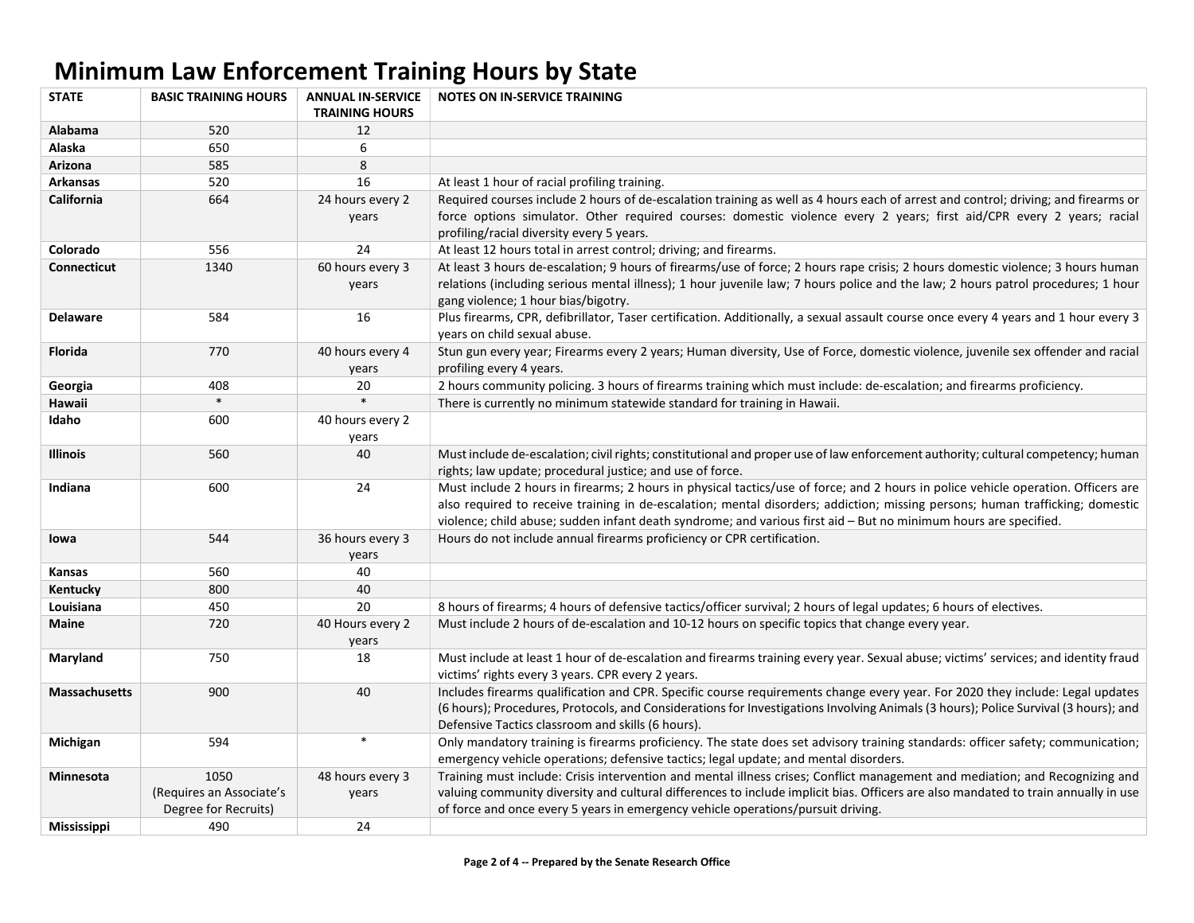# Minimum Law Enforcement Training Hours by State

| STATE | BASIC TRAINING HOURS | ANNUAL IN-SERVICE TRAINING HOURS | NOTES ON IN-SERVICE TRAINING |
|---|---|---|---|
| **Alabama** | 520 | 12 | |
| **Alaska** | 650 | 6 | |
| **Arizona** | 585 | 8 | |
| **Arkansas** | 520 | 16 | At least 1 hour of racial profiling training. |
| **California** | 664 | 24 hours every 2 years | Required courses include 2 hours of de-escalation training as well as 4 hours each of arrest and control; driving; and firearms or force options simulator. Other required courses: domestic violence every 2 years; first aid/CPR every 2 years; racial profiling/racial diversity every 5 years. |
| **Colorado** | 556 | 24 | At least 12 hours total in arrest control; driving; and firearms. |
| **Connecticut** | 1340 | 60 hours every 3 years | At least 3 hours de-escalation; 9 hours of firearms/use of force; 2 hours rape crisis; 2 hours domestic violence; 3 hours human relations (including serious mental illness); 1 hour juvenile law; 7 hours police and the law; 2 hours patrol procedures; 1 hour gang violence; 1 hour bias/bigotry. |
| **Delaware** | 584 | 16 | Plus firearms, CPR, defibrillator, Taser certification. Additionally, a sexual assault course once every 4 years and 1 hour every 3 years on child sexual abuse. |
| **Florida** | 770 | 40 hours every 4 years | Stun gun every year; Firearms every 2 years; Human diversity, Use of Force, domestic violence, juvenile sex offender and racial profiling every 4 years. |
| **Georgia** | 408 | 20 | 2 hours community policing. 3 hours of firearms training which must include: de-escalation; and firearms proficiency. |
| **Hawaii** | * | * | There is currently no minimum statewide standard for training in Hawaii. |
| **Idaho** | 600 | 40 hours every 2 years | |
| **Illinois** | 560 | 40 | Must include de-escalation; civil rights; constitutional and proper use of law enforcement authority; cultural competency; human rights; law update; procedural justice; and use of force. |
| **Indiana** | 600 | 24 | Must include 2 hours in firearms; 2 hours in physical tactics/use of force; and 2 hours in police vehicle operation. Officers are also required to receive training in de-escalation; mental disorders; addiction; missing persons; human trafficking; domestic violence; child abuse; sudden infant death syndrome; and various first aid – But no minimum hours are specified. |
| **Iowa** | 544 | 36 hours every 3 years | Hours do not include annual firearms proficiency or CPR certification. |
| **Kansas** | 560 | 40 | |
| **Kentucky** | 800 | 40 | |
| **Louisiana** | 450 | 20 | 8 hours of firearms; 4 hours of defensive tactics/officer survival; 2 hours of legal updates; 6 hours of electives. |
| **Maine** | 720 | 40 Hours every 2 years | Must include 2 hours of de-escalation and 10-12 hours on specific topics that change every year. |
| **Maryland** | 750 | 18 | Must include at least 1 hour of de-escalation and firearms training every year. Sexual abuse; victims' services; and identity fraud victims' rights every 3 years. CPR every 2 years. |
| **Massachusetts** | 900 | 40 | Includes firearms qualification and CPR. Specific course requirements change every year. For 2020 they include: Legal updates (6 hours); Procedures, Protocols, and Considerations for Investigations Involving Animals (3 hours); Police Survival (3 hours); and Defensive Tactics classroom and skills (6 hours). |
| **Michigan** | 594 | * | Only mandatory training is firearms proficiency. The state does set advisory training standards: officer safety; communication; emergency vehicle operations; defensive tactics; legal update; and mental disorders. |
| **Minnesota** | 1050 (Requires an Associate's Degree for Recruits) | 48 hours every 3 years | Training must include: Crisis intervention and mental illness crises; Conflict management and mediation; and Recognizing and valuing community diversity and cultural differences to include implicit bias. Officers are also mandated to train annually in use of force and once every 5 years in emergency vehicle operations/pursuit driving. |
| **Mississippi** | 490 | 24 | |

Prepared by the Senate Research Office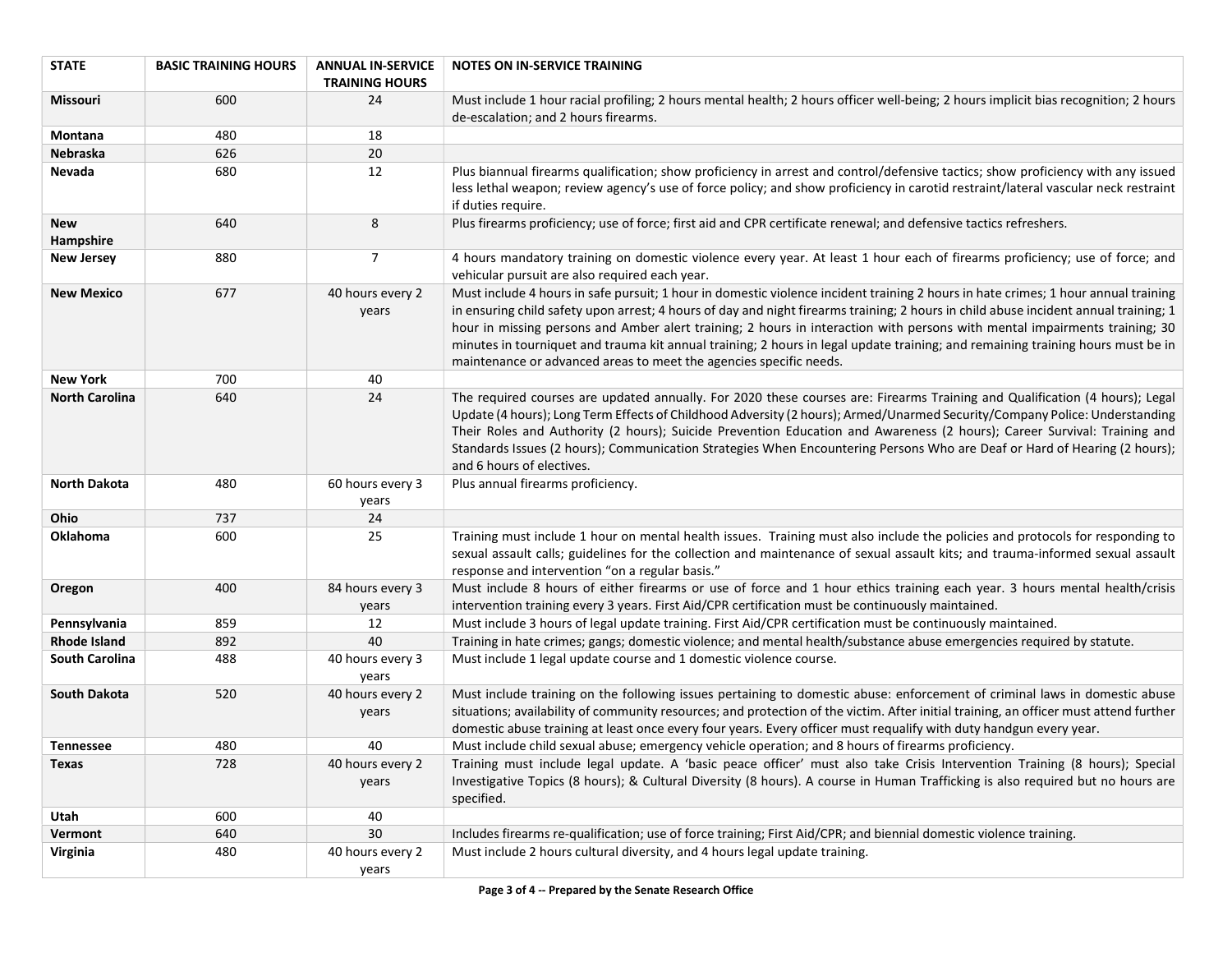| STATE | BASIC TRAINING HOURS | ANNUAL IN-SERVICE TRAINING HOURS | NOTES ON IN-SERVICE TRAINING |
|---|---|---|---|
| **Missouri** | 600 | 24 | Must include 1 hour racial profiling; 2 hours mental health; 2 hours officer well-being; 2 hours implicit bias recognition; 2 hours de-escalation; and 2 hours firearms. |
| **Montana** | 480 | 18 | |
| **Nebraska** | 626 | 20 | |
| **Nevada** | 680 | 12 | Plus biannual firearms qualification; show proficiency in arrest and control/defensive tactics; show proficiency with any issued less lethal weapon; review agency's use of force policy; and show proficiency in carotid restraint/lateral vascular neck restraint if duties require. |
| **New Hampshire** | 640 | 8 | Plus firearms proficiency; use of force; first aid and CPR certificate renewal; and defensive tactics refreshers. |
| **New Jersey** | 880 | 7 | 4 hours mandatory training on domestic violence every year. At least 1 hour each of firearms proficiency; use of force; and vehicular pursuit are also required each year. |
| **New Mexico** | 677 | 40 hours every 2 years | Must include 4 hours in safe pursuit; 1 hour in domestic violence incident training 2 hours in hate crimes; 1 hour annual training in ensuring child safety upon arrest; 4 hours of day and night firearms training; 2 hours in child abuse incident annual training; 1 hour in missing persons and Amber alert training; 2 hours in interaction with persons with mental impairments training; 30 minutes in tourniquet and trauma kit annual training; 2 hours in legal update training; and remaining training hours must be in maintenance or advanced areas to meet the agencies specific needs. |
| **New York** | 700 | 40 | |
| **North Carolina** | 640 | 24 | The required courses are updated annually. For 2020 these courses are: Firearms Training and Qualification (4 hours); Legal Update (4 hours); Long Term Effects of Childhood Adversity (2 hours); Armed/Unarmed Security/Company Police: Understanding Their Roles and Authority (2 hours); Suicide Prevention Education and Awareness (2 hours); Career Survival: Training and Standards Issues (2 hours); Communication Strategies When Encountering Persons Who are Deaf or Hard of Hearing (2 hours); and 6 hours of electives. |
| **North Dakota** | 480 | 60 hours every 3 years | Plus annual firearms proficiency. |
| **Ohio** | 737 | 24 | |
| **Oklahoma** | 600 | 25 | Training must include 1 hour on mental health issues. Training must also include the policies and protocols for responding to sexual assault calls; guidelines for the collection and maintenance of sexual assault kits; and trauma-informed sexual assault response and intervention "on a regular basis." |
| **Oregon** | 400 | 84 hours every 3 years | Must include 8 hours of either firearms or use of force and 1 hour ethics training each year. 3 hours mental health/crisis intervention training every 3 years. First Aid/CPR certification must be continuously maintained. |
| **Pennsylvania** | 859 | 12 | Must include 3 hours of legal update training. First Aid/CPR certification must be continuously maintained. |
| **Rhode Island** | 892 | 40 | Training in hate crimes; gangs; domestic violence; and mental health/substance abuse emergencies required by statute. |
| **South Carolina** | 488 | 40 hours every 3 years | Must include 1 legal update course and 1 domestic violence course. |
| **South Dakota** | 520 | 40 hours every 2 years | Must include training on the following issues pertaining to domestic abuse: enforcement of criminal laws in domestic abuse situations; availability of community resources; and protection of the victim. After initial training, an officer must attend further domestic abuse training at least once every four years. Every officer must requalify with duty handgun every year. |
| **Tennessee** | 480 | 40 | Must include child sexual abuse; emergency vehicle operation; and 8 hours of firearms proficiency. |
| **Texas** | 728 | 40 hours every 2 years | Training must include legal update. A 'basic peace officer' must also take Crisis Intervention Training (8 hours); Special Investigative Topics (8 hours); & Cultural Diversity (8 hours). A course in Human Trafficking is also required but no hours are specified. |
| **Utah** | 600 | 40 | |
| **Vermont** | 640 | 30 | Includes firearms re-qualification; use of force training; First Aid/CPR; and biennial domestic violence training. |
| **Virginia** | 480 | 40 hours every 2 years | Must include 2 hours cultural diversity, and 4 hours legal update training. |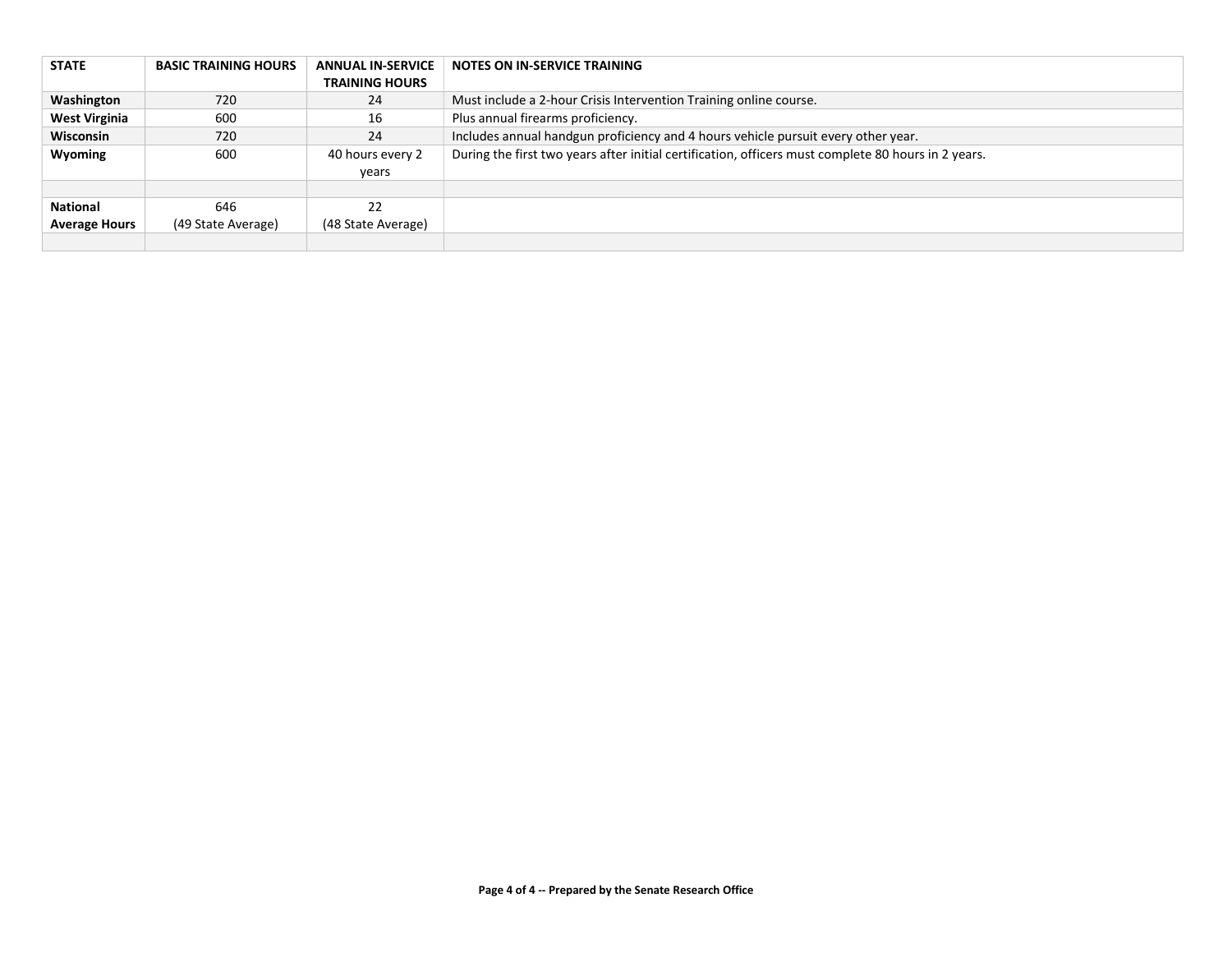| STATE | BASIC TRAINING HOURS | ANNUAL IN-SERVICE TRAINING HOURS | NOTES ON IN-SERVICE TRAINING |
|---|---|---|---|
| **Washington** | 720 | 24 | Must include a 2-hour Crisis Intervention Training online course. |
| **West Virginia** | 600 | 16 | Plus annual firearms proficiency. |
| **Wisconsin** | 720 | 24 | Includes annual handgun proficiency and 4 hours vehicle pursuit every other year. |
| **Wyoming** | 600 | 40 hours every 2 years | During the first two years after initial certification, officers must complete 80 hours in 2 years. |
| | | | |
| **National Average Hours** | 646 (49 State Average) | 22 (48 State Average) | |
| | | | |

Prepared by the Senate Research Office